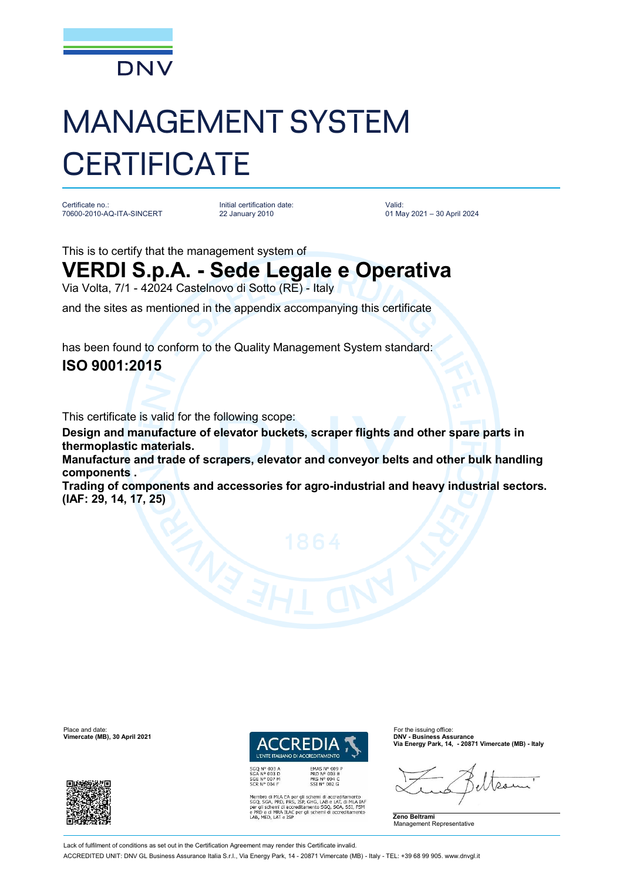DNV

# MANAGEMENT SYSTEM CERTIFICATE

Certificate no.:
70600-2010-AQ-ITA-SINCERT

Initial certification date:
22 January 2010

Valid:
01 May 2021 – 30 April 2024

This is to certify that the management system of

## VERDI S.p.A. - Sede Legale e Operativa

Via Volta, 7/1 - 42024 Castelnovo di Sotto (RE) - Italy

and the sites as mentioned in the appendix accompanying this certificate

has been found to conform to the Quality Management System standard:

**ISO 9001:2015**

This certificate is valid for the following scope:

**Design and manufacture of elevator buckets, scraper flights and other spare parts in thermoplastic materials.**
**Manufacture and trade of scrapers, elevator and conveyor belts and other bulk handling components .**
**Trading of components and accessories for agro-industrial and heavy industrial sectors. (IAF: 29, 14, 17, 25)**

Place and date:
**Vimercate (MB), 30 April 2021**

ACCREDIA
L'ENTE ITALIANO DI ACCREDITAMENTO

SGQ N° 003 A
SGA N° 003 D
SGE N° 007 M
SCR N° 004 F

EMAS N° 009 P
PRD N° 003 B
PRS N° 094 C
SSI N° 002 G

Membro di MLA EA per gli schemi di accreditamento SGQ, SGA, PRD, PRS, ISP, GHG, LAB e LAT, di MLA IAF per gli schemi di accreditamento SGQ, SGA, SSI, FSM e PRD e di MRA ILAC per gli schemi di accreditamento LAB, MED, LAT e ISP

For the issuing office:
**DNV - Business Assurance**
**Via Energy Park, 14, - 20871 Vimercate (MB) - Italy**

**Zeno Beltrami**
Management Representative

Lack of fulfilment of conditions as set out in the Certification Agreement may render this Certificate invalid.
ACCREDITED UNIT: DNV GL Business Assurance Italia S.r.l., Via Energy Park, 14 - 20871 Vimercate (MB) - Italy - TEL: +39 68 99 905. www.dnvgl.it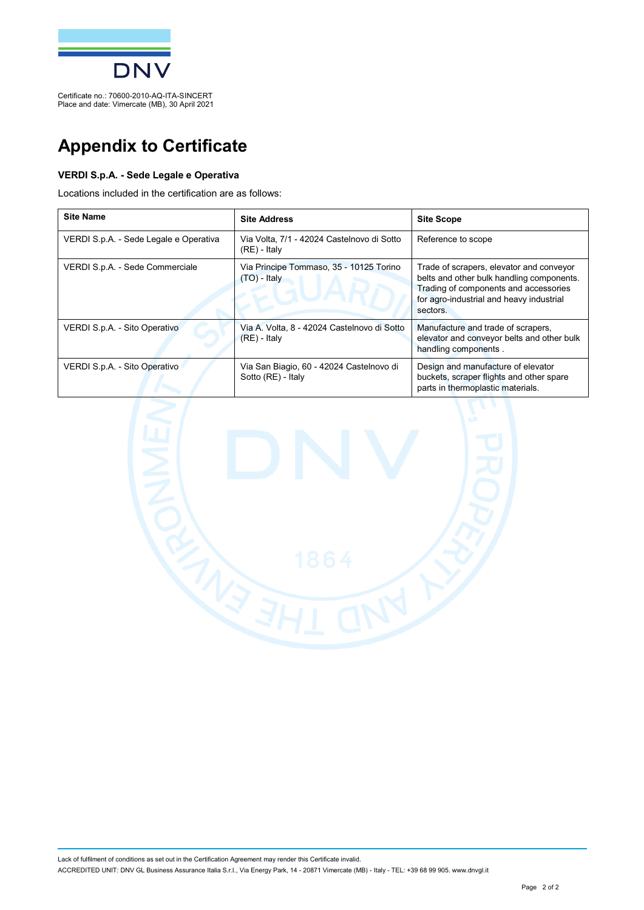Certificate no.: 70600-2010-AQ-ITA-SINCERT
Place and date: Vimercate (MB), 30 April 2021

# Appendix to Certificate

**VERDI S.p.A. - Sede Legale e Operativa**

Locations included in the certification are as follows:

| Site Name | Site Address | Site Scope |
|---|---|---|
| VERDI S.p.A. - Sede Legale e Operativa | Via Volta, 7/1 - 42024 Castelnovo di Sotto (RE) - Italy | Reference to scope |
| VERDI S.p.A. - Sede Commerciale | Via Principe Tommaso, 35 - 10125 Torino (TO) - Italy | Trade of scrapers, elevator and conveyor belts and other bulk handling components. Trading of components and accessories for agro-industrial and heavy industrial sectors. |
| VERDI S.p.A. - Sito Operativo | Via A. Volta, 8 - 42024 Castelnovo di Sotto (RE) - Italy | Manufacture and trade of scrapers, elevator and conveyor belts and other bulk handling components . |
| VERDI S.p.A. - Sito Operativo | Via San Biagio, 60 - 42024 Castelnovo di Sotto (RE) - Italy | Design and manufacture of elevator buckets, scraper flights and other spare parts in thermoplastic materials. |

Lack of fulfilment of conditions as set out in the Certification Agreement may render this Certificate invalid.

ACCREDITED UNIT: DNV GL Business Assurance Italia S.r.l., Via Energy Park, 14 - 20871 Vimercate (MB) - Italy - TEL: +39 68 99 905. www.dnvgl.it